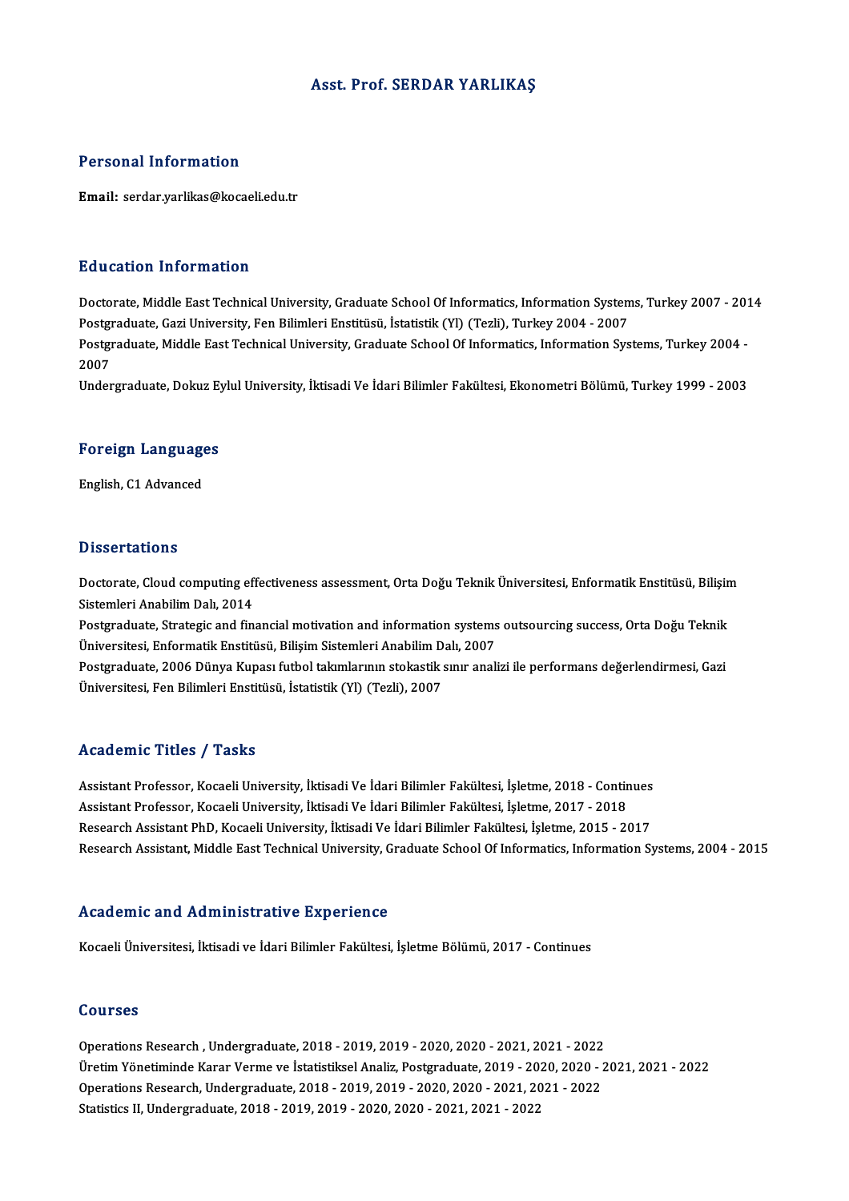# Asst. Prof. SERDAR YARLIKAŞ

## Personal Information

**Email:** serdar.yarlikas@kocaeli.edu.tr

## Education Information

Doctorate, Middle East Technical University, Graduate School Of Informatics, Information Systems, Turkey 2007 - 2014
Postgraduate, Gazi University, Fen Bilimleri Enstitüsü, İstatistik (Yl) (Tezli), Turkey 2004 - 2007
Postgraduate, Middle East Technical University, Graduate School Of Informatics, Information Systems, Turkey 2004 - 2007
Undergraduate, Dokuz Eylul University, İktisadi Ve İdari Bilimler Fakültesi, Ekonometri Bölümü, Turkey 1999 - 2003

## Foreign Languages

English, C1 Advanced

## Dissertations

Doctorate, Cloud computing effectiveness assessment, Orta Doğu Teknik Üniversitesi, Enformatik Enstitüsü, Bilişim Sistemleri Anabilim Dalı, 2014
Postgraduate, Strategic and financial motivation and information systems outsourcing success, Orta Doğu Teknik Üniversitesi, Enformatik Enstitüsü, Bilişim Sistemleri Anabilim Dalı, 2007
Postgraduate, 2006 Dünya Kupası futbol takımlarının stokastik sınır analizi ile performans değerlendirmesi, Gazi Üniversitesi, Fen Bilimleri Enstitüsü, İstatistik (Yl) (Tezli), 2007

## Academic Titles / Tasks

Assistant Professor, Kocaeli University, İktisadi Ve İdari Bilimler Fakültesi, İşletme, 2018 - Continues
Assistant Professor, Kocaeli University, İktisadi Ve İdari Bilimler Fakültesi, İşletme, 2017 - 2018
Research Assistant PhD, Kocaeli University, İktisadi Ve İdari Bilimler Fakültesi, İşletme, 2015 - 2017
Research Assistant, Middle East Technical University, Graduate School Of Informatics, Information Systems, 2004 - 2015

## Academic and Administrative Experience

Kocaeli Üniversitesi, İktisadi ve İdari Bilimler Fakültesi, İşletme Bölümü, 2017 - Continues

## Courses

Operations Research , Undergraduate, 2018 - 2019, 2019 - 2020, 2020 - 2021, 2021 - 2022
Üretim Yönetiminde Karar Verme ve İstatistiksel Analiz, Postgraduate, 2019 - 2020, 2020 - 2021, 2021 - 2022
Operations Research, Undergraduate, 2018 - 2019, 2019 - 2020, 2020 - 2021, 2021 - 2022
Statistics II, Undergraduate, 2018 - 2019, 2019 - 2020, 2020 - 2021, 2021 - 2022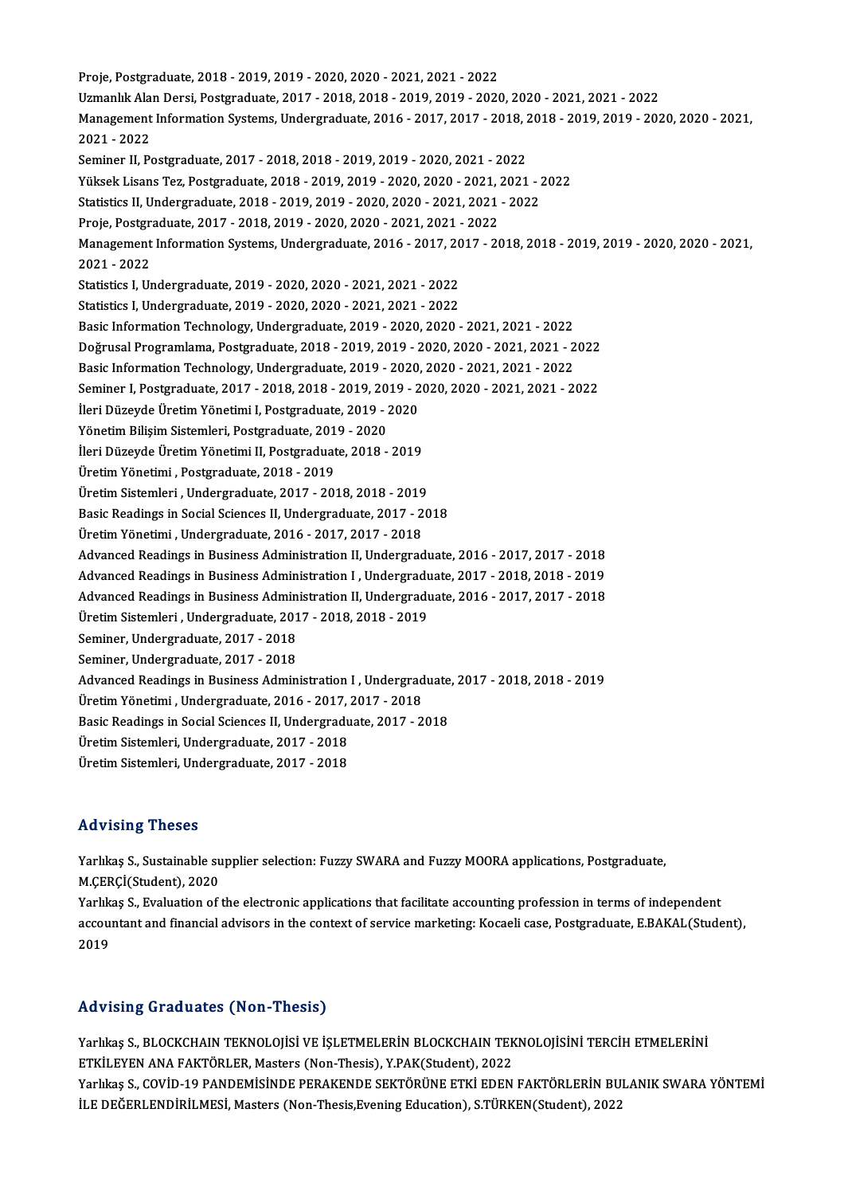Proje, Postgraduate, 2018 - 2019, 2019 - 2020, 2020 - 2021, 2021 - 2022
Uzmanlık Alan Dersi, Postgraduate, 2017 - 2018, 2018 - 2019, 2019 - 2020, 2020 - 2021, 2021 - 2022
Management Information Systems, Undergraduate, 2016 - 2017, 2017 - 2018, 2018 - 2019, 2019 - 2020, 2020 - 2021, 2021 - 2022
Seminer II, Postgraduate, 2017 - 2018, 2018 - 2019, 2019 - 2020, 2021 - 2022
Yüksek Lisans Tez, Postgraduate, 2018 - 2019, 2019 - 2020, 2020 - 2021, 2021 - 2022
Statistics II, Undergraduate, 2018 - 2019, 2019 - 2020, 2020 - 2021, 2021 - 2022
Proje, Postgraduate, 2017 - 2018, 2019 - 2020, 2020 - 2021, 2021 - 2022
Management Information Systems, Undergraduate, 2016 - 2017, 2017 - 2018, 2018 - 2019, 2019 - 2020, 2020 - 2021, 2021 - 2022
Statistics I, Undergraduate, 2019 - 2020, 2020 - 2021, 2021 - 2022
Statistics I, Undergraduate, 2019 - 2020, 2020 - 2021, 2021 - 2022
Basic Information Technology, Undergraduate, 2019 - 2020, 2020 - 2021, 2021 - 2022
Doğrusal Programlama, Postgraduate, 2018 - 2019, 2019 - 2020, 2020 - 2021, 2021 - 2022
Basic Information Technology, Undergraduate, 2019 - 2020, 2020 - 2021, 2021 - 2022
Seminer I, Postgraduate, 2017 - 2018, 2018 - 2019, 2019 - 2020, 2020 - 2021, 2021 - 2022
İleri Düzeyde Üretim Yönetimi I, Postgraduate, 2019 - 2020
Yönetim Bilişim Sistemleri, Postgraduate, 2019 - 2020
İleri Düzeyde Üretim Yönetimi II, Postgraduate, 2018 - 2019
Üretim Yönetimi , Postgraduate, 2018 - 2019
Üretim Sistemleri , Undergraduate, 2017 - 2018, 2018 - 2019
Basic Readings in Social Sciences II, Undergraduate, 2017 - 2018
Üretim Yönetimi , Undergraduate, 2016 - 2017, 2017 - 2018
Advanced Readings in Business Administration II, Undergraduate, 2016 - 2017, 2017 - 2018
Advanced Readings in Business Administration I , Undergraduate, 2017 - 2018, 2018 - 2019
Advanced Readings in Business Administration II, Undergraduate, 2016 - 2017, 2017 - 2018
Üretim Sistemleri , Undergraduate, 2017 - 2018, 2018 - 2019
Seminer, Undergraduate, 2017 - 2018
Seminer, Undergraduate, 2017 - 2018
Advanced Readings in Business Administration I , Undergraduate, 2017 - 2018, 2018 - 2019
Üretim Yönetimi , Undergraduate, 2016 - 2017, 2017 - 2018
Basic Readings in Social Sciences II, Undergraduate, 2017 - 2018
Üretim Sistemleri, Undergraduate, 2017 - 2018
Üretim Sistemleri, Undergraduate, 2017 - 2018

## Advising Theses

Yarlıkaş S., Sustainable supplier selection: Fuzzy SWARA and Fuzzy MOORA applications, Postgraduate, M.ÇERÇİ(Student), 2020

Yarlıkaş S., Evaluation of the electronic applications that facilitate accounting profession in terms of independent accountant and financial advisors in the context of service marketing: Kocaeli case, Postgraduate, E.BAKAL(Student), 2019

## Advising Graduates (Non-Thesis)

Yarlıkaş S., BLOCKCHAIN TEKNOLOJİSİ VE İŞLETMELERİN BLOCKCHAIN TEKNOLOJİSİNİ TERCİH ETMELERİNİ ETKİLEYEN ANA FAKTÖRLER, Masters (Non-Thesis), Y.PAK(Student), 2022

Yarlıkaş S., COVİD-19 PANDEMİSİNDE PERAKENDE SEKTÖRÜNE ETKİ EDEN FAKTÖRLERİN BULANIK SWARA YÖNTEMİ İLE DEĞERLENDİRİLMESİ, Masters (Non-Thesis,Evening Education), S.TÜRKEN(Student), 2022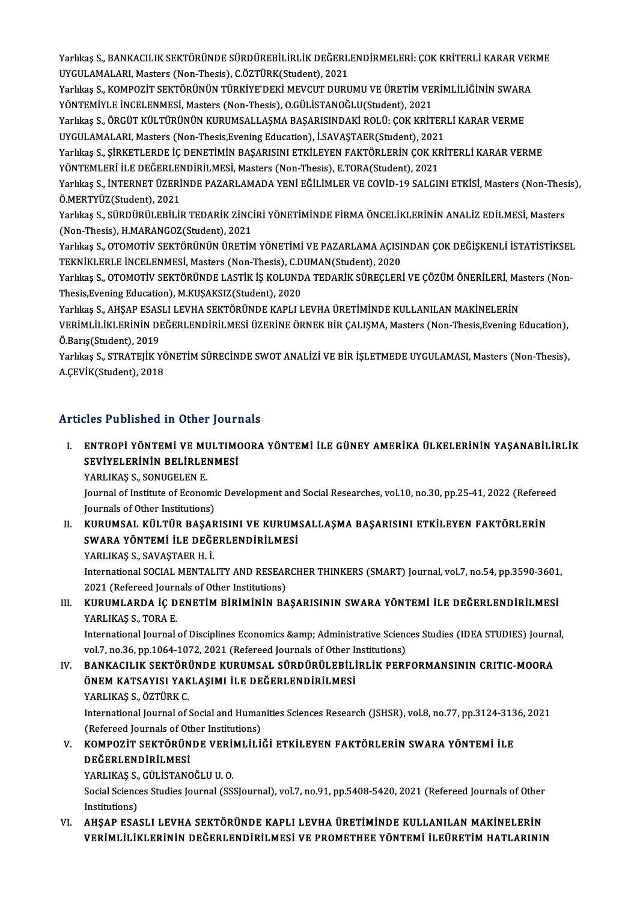Yarlıkaş S., BANKACILIK SEKTÖRÜNDE SÜRDÜREBİLİRLİK DEĞERLENDİRMELERİ: ÇOK KRİTERLİ KARAR VERME UYGULAMALARI, Masters (Non-Thesis), C.ÖZTÜRK(Student), 2021

Yarlıkaş S., KOMPOZİT SEKTÖRÜNÜN TÜRKİYE'DEKİ MEVCUT DURUMU VE ÜRETİM VERİMLİLİĞİNİN SWARA YÖNTEMİYLE İNCELENMESİ, Masters (Non-Thesis), O.GÜLİSTANOĞLU(Student), 2021

Yarlıkaş S., ÖRGÜT KÜLTÜRÜNÜN KURUMSALLAŞMA BAŞARISINDAKİ ROLÜ: ÇOK KRİTERLİ KARAR VERME UYGULAMALARI, Masters (Non-Thesis,Evening Education), İ.SAVAŞTAER(Student), 2021

Yarlıkaş S., ŞİRKETLERDE İÇ DENETİMİN BAŞARISINI ETKİLEYEN FAKTÖRLERİN ÇOK KRİTERLİ KARAR VERME YÖNTEMLERİ İLE DEĞERLENDİRİLMESİ, Masters (Non-Thesis), E.TORA(Student), 2021

Yarlıkaş S., İNTERNET ÜZERİNDE PAZARLAMADA YENİ EĞİLİMLER VE COVİD-19 SALGINI ETKİSİ, Masters (Non-Thesis), Ö.MERTYÜZ(Student), 2021

Yarlıkaş S., SÜRDÜRÜLEBİLİR TEDARİK ZİNCİRİ YÖNETİMİNDE FİRMA ÖNCELİKLERİNİN ANALİZ EDİLMESİ, Masters (Non-Thesis), H.MARANGOZ(Student), 2021

Yarlıkaş S., OTOMOTİV SEKTÖRÜNÜN ÜRETİM YÖNETİMİ VE PAZARLAMA AÇISINDAN ÇOK DEĞİŞKENLİ İSTATİSTİKSEL TEKNİKLERLE İNCELENMESİ, Masters (Non-Thesis), C.DUMAN(Student), 2020

Yarlıkaş S., OTOMOTİV SEKTÖRÜNDE LASTİK İŞ KOLUNDA TEDARİK SÜREÇLERİ VE ÇÖZÜM ÖNERİLERİ, Masters (Non-Thesis,Evening Education), M.KUŞAKSIZ(Student), 2020

Yarlıkaş S., AHŞAP ESASLI LEVHA SEKTÖRÜNDE KAPLI LEVHA ÜRETİMİNDE KULLANILAN MAKİNELERİN VERİMLİLİKLERİNİN DEĞERLENDİRİLMESİ ÜZERİNE ÖRNEK BİR ÇALIŞMA, Masters (Non-Thesis,Evening Education), Ö.Barış(Student), 2019

Yarlıkaş S., STRATEJİK YÖNETİM SÜRECİNDE SWOT ANALİZİ VE BİR İŞLETMEDE UYGULAMASI, Masters (Non-Thesis), A.ÇEVİK(Student), 2018

## Articles Published in Other Journals

I. **ENTROPİ YÖNTEMİ VE MULTIMOORA YÖNTEMİ İLE GÜNEY AMERİKA ÜLKELERİNİN YAŞANABİLİRLİK SEVİYELERİNİN BELİRLENMESİ**
   YARLIKAŞ S., SONUGELEN E.
   Journal of Institute of Economic Development and Social Researches, vol.10, no.30, pp.25-41, 2022 (Refereed Journals of Other Institutions)

II. **KURUMSAL KÜLTÜR BAŞARISINI VE KURUMSALLAŞMA BAŞARISINI ETKİLEYEN FAKTÖRLERİN SWARA YÖNTEMİ İLE DEĞERLENDİRİLMESİ**
   YARLIKAŞ S., SAVAŞTAER H. İ.
   International SOCIAL MENTALITY AND RESEARCHER THINKERS (SMART) Journal, vol.7, no.54, pp.3590-3601, 2021 (Refereed Journals of Other Institutions)

III. **KURUMLARDA İÇ DENETİM BİRİMİNİN BAŞARISININ SWARA YÖNTEMİ İLE DEĞERLENDİRİLMESİ**
   YARLIKAŞ S., TORA E.
   International Journal of Disciplines Economics &amp; Administrative Sciences Studies (IDEA STUDIES) Journal, vol.7, no.36, pp.1064-1072, 2021 (Refereed Journals of Other Institutions)

IV. **BANKACILIK SEKTÖRÜNDE KURUMSAL SÜRDÜRÜLEBİLİRLİK PERFORMANSININ CRITIC-MOORA ÖNEM KATSAYISI YAKLAŞIMI İLE DEĞERLENDİRİLMESİ**
   YARLIKAŞ S., ÖZTÜRK C.
   International Journal of Social and Humanities Sciences Research (JSHSR), vol.8, no.77, pp.3124-3136, 2021 (Refereed Journals of Other Institutions)

V. **KOMPOZİT SEKTÖRÜNDE VERİMLİLİĞİ ETKİLEYEN FAKTÖRLERİN SWARA YÖNTEMİ İLE DEĞERLENDİRİLMESİ**
   YARLIKAŞ S., GÜLİSTANOĞLU U. O.
   Social Sciences Studies Journal (SSSJournal), vol.7, no.91, pp.5408-5420, 2021 (Refereed Journals of Other Institutions)

VI. **AHŞAP ESASLI LEVHA SEKTÖRÜNDE KAPLI LEVHA ÜRETİMİNDE KULLANILAN MAKİNELERİN VERİMLİLİKLERİNİN DEĞERLENDİRİLMESİ VE PROMETHEE YÖNTEMİ İLEÜRETİM HATLARININ**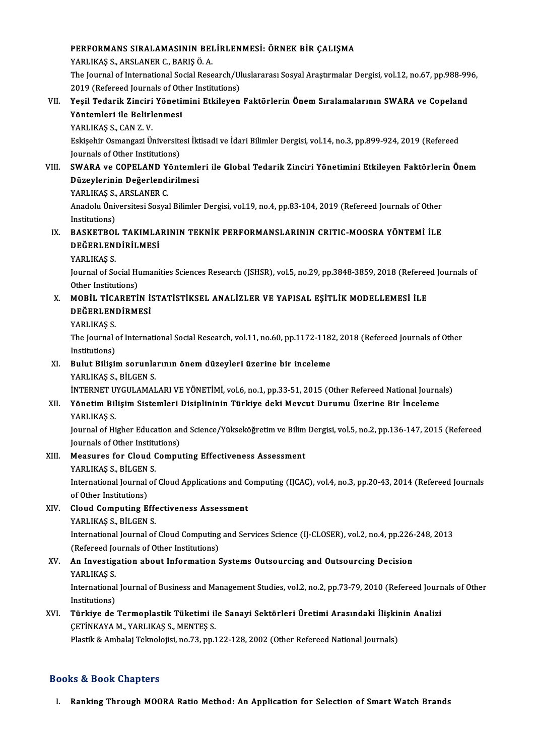**PERFORMANS SIRALAMASININ BELİRLENMESİ: ÖRNEK BİR ÇALIŞMA**
YARLIKAŞ S., ARSLANER C., BARIŞ Ö. A.
The Journal of International Social Research/Uluslararası Sosyal Araştırmalar Dergisi, vol.12, no.67, pp.988-996, 2019 (Refereed Journals of Other Institutions)

VII. **Yeşil Tedarik Zinciri Yönetimini Etkileyen Faktörlerin Önem Sıralamalarının SWARA ve Copeland Yöntemleri ile Belirlenmesi**
YARLIKAŞ S., CAN Z. V.
Eskişehir Osmangazi Üniversitesi İktisadi ve İdari Bilimler Dergisi, vol.14, no.3, pp.899-924, 2019 (Refereed Journals of Other Institutions)

VIII. **SWARA ve COPELAND Yöntemleri ile Global Tedarik Zinciri Yönetimini Etkileyen Faktörlerin Önem Düzeylerinin Değerlendirilmesi**
YARLIKAŞ S., ARSLANER C.
Anadolu Üniversitesi Sosyal Bilimler Dergisi, vol.19, no.4, pp.83-104, 2019 (Refereed Journals of Other Institutions)

IX. **BASKETBOL TAKIMLARININ TEKNİK PERFORMANSLARININ CRITIC-MOOSRA YÖNTEMİ İLE DEĞERLENDİRİLMESİ**
YARLIKAŞ S.
Journal of Social Humanities Sciences Research (JSHSR), vol.5, no.29, pp.3848-3859, 2018 (Refereed Journals of Other Institutions)

X. **MOBİL TİCARETİN İSTATİSTİKSEL ANALİZLER VE YAPISAL EŞİTLİK MODELLEMESİ İLE DEĞERLENDİRMESİ**
YARLIKAŞ S.
The Journal of International Social Research, vol.11, no.60, pp.1172-1182, 2018 (Refereed Journals of Other Institutions)

XI. **Bulut Bilişim sorunlarının önem düzeyleri üzerine bir inceleme**
YARLIKAŞ S., BİLGEN S.
İNTERNET UYGULAMALARI VE YÖNETİMİ, vol.6, no.1, pp.33-51, 2015 (Other Refereed National Journals)

XII. **Yönetim Bilişim Sistemleri Disiplininin Türkiye deki Mevcut Durumu Üzerine Bir İnceleme**
YARLIKAŞ S.
Journal of Higher Education and Science/Yükseköğretim ve Bilim Dergisi, vol.5, no.2, pp.136-147, 2015 (Refereed Journals of Other Institutions)

XIII. **Measures for Cloud Computing Effectiveness Assessment**
YARLIKAŞ S., BİLGEN S.
International Journal of Cloud Applications and Computing (IJCAC), vol.4, no.3, pp.20-43, 2014 (Refereed Journals of Other Institutions)

XIV. **Cloud Computing Effectiveness Assessment**
YARLIKAŞ S., BİLGEN S.
International Journal of Cloud Computing and Services Science (IJ-CLOSER), vol.2, no.4, pp.226-248, 2013 (Refereed Journals of Other Institutions)

XV. **An Investigation about Information Systems Outsourcing and Outsourcing Decision**
YARLIKAŞ S.
International Journal of Business and Management Studies, vol.2, no.2, pp.73-79, 2010 (Refereed Journals of Other Institutions)

XVI. **Türkiye de Termoplastik Tüketimi ile Sanayi Sektörleri Üretimi Arasındaki İlişkinin Analizi**
ÇETİNKAYA M., YARLIKAŞ S., MENTEŞ S.
Plastik & Ambalaj Teknolojisi, no.73, pp.122-128, 2002 (Other Refereed National Journals)

## Books & Book Chapters

I. **Ranking Through MOORA Ratio Method: An Application for Selection of Smart Watch Brands**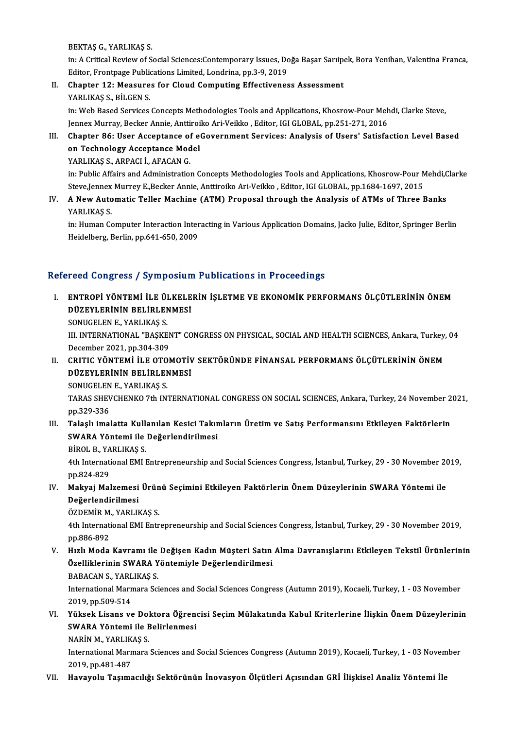BEKTAŞ G., YARLIKAŞ S.
in: A Critical Review of Social Sciences:Contemporary Issues, Doğa Başar Sarıipek, Bora Yenihan, Valentina Franca, Editor, Frontpage Publications Limited, Londrina, pp.3-9, 2019

II. **Chapter 12: Measures for Cloud Computing Effectiveness Assessment**
YARLIKAŞ S., BİLGEN S.
in: Web Based Services Concepts Methodologies Tools and Applications, Khosrow-Pour Mehdi, Clarke Steve, Jennex Murray, Becker Annie, Anttiroiko Ari-Veikko , Editor, IGI GLOBAL, pp.251-271, 2016

III. **Chapter 86: User Acceptance of eGovernment Services: Analysis of Users' Satisfaction Level Based on Technology Acceptance Model**
YARLIKAŞ S., ARPACI İ., AFACAN G.
in: Public Affairs and Administration Concepts Methodologies Tools and Applications, Khosrow-Pour Mehdi,Clarke Steve,Jennex Murrey E.,Becker Annie, Anttiroiko Ari-Veikko , Editor, IGI GLOBAL, pp.1684-1697, 2015

IV. **A New Automatic Teller Machine (ATM) Proposal through the Analysis of ATMs of Three Banks**
YARLIKAŞ S.
in: Human Computer Interaction Interacting in Various Application Domains, Jacko Julie, Editor, Springer Berlin Heidelberg, Berlin, pp.641-650, 2009

## Refereed Congress / Symposium Publications in Proceedings

I. **ENTROPİ YÖNTEMİ İLE ÜLKELERİN İŞLETME VE EKONOMİK PERFORMANS ÖLÇÜTLERİNİN ÖNEM DÜZEYLERİNİN BELİRLENMESİ**
SONUGELEN E., YARLIKAŞ S.
III. INTERNATIONAL "BAŞKENT" CONGRESS ON PHYSICAL, SOCIAL AND HEALTH SCIENCES, Ankara, Turkey, 04 December 2021, pp.304-309

II. **CRITIC YÖNTEMİ İLE OTOMOTİV SEKTÖRÜNDE FİNANSAL PERFORMANS ÖLÇÜTLERİNİN ÖNEM DÜZEYLERİNİN BELİRLENMESİ**
SONUGELEN E., YARLIKAŞ S.
TARAS SHEVCHENKO 7th INTERNATIONAL CONGRESS ON SOCIAL SCIENCES, Ankara, Turkey, 24 November 2021, pp.329-336

III. **Talaşlı imalatta Kullanılan Kesici Takımların Üretim ve Satış Performansını Etkileyen Faktörlerin SWARA Yöntemi ile Değerlendirilmesi**
BİROL B., YARLIKAŞ S.
4th International EMI Entrepreneurship and Social Sciences Congress, İstanbul, Turkey, 29 - 30 November 2019, pp.824-829

IV. **Makyaj Malzemesi Ürünü Seçimini Etkileyen Faktörlerin Önem Düzeylerinin SWARA Yöntemi ile Değerlendirilmesi**
ÖZDEMİR M., YARLIKAŞ S.
4th International EMI Entrepreneurship and Social Sciences Congress, İstanbul, Turkey, 29 - 30 November 2019, pp.886-892

V. **Hızlı Moda Kavramı ile Değişen Kadın Müşteri Satın Alma Davranışlarını Etkileyen Tekstil Ürünlerinin Özelliklerinin SWARA Yöntemiyle Değerlendirilmesi**
BABACAN S., YARLIKAŞ S.
International Marmara Sciences and Social Sciences Congress (Autumn 2019), Kocaeli, Turkey, 1 - 03 November 2019, pp.509-514

VI. **Yüksek Lisans ve Doktora Öğrencisi Seçim Mülakatında Kabul Kriterlerine İlişkin Önem Düzeylerinin SWARA Yöntemi ile Belirlenmesi**
NARİN M., YARLIKAŞ S.
International Marmara Sciences and Social Sciences Congress (Autumn 2019), Kocaeli, Turkey, 1 - 03 November 2019, pp.481-487

VII. **Havayolu Taşımacılığı Sektörünün İnovasyon Ölçütleri Açısından GRİ İlişkisel Analiz Yöntemi İle**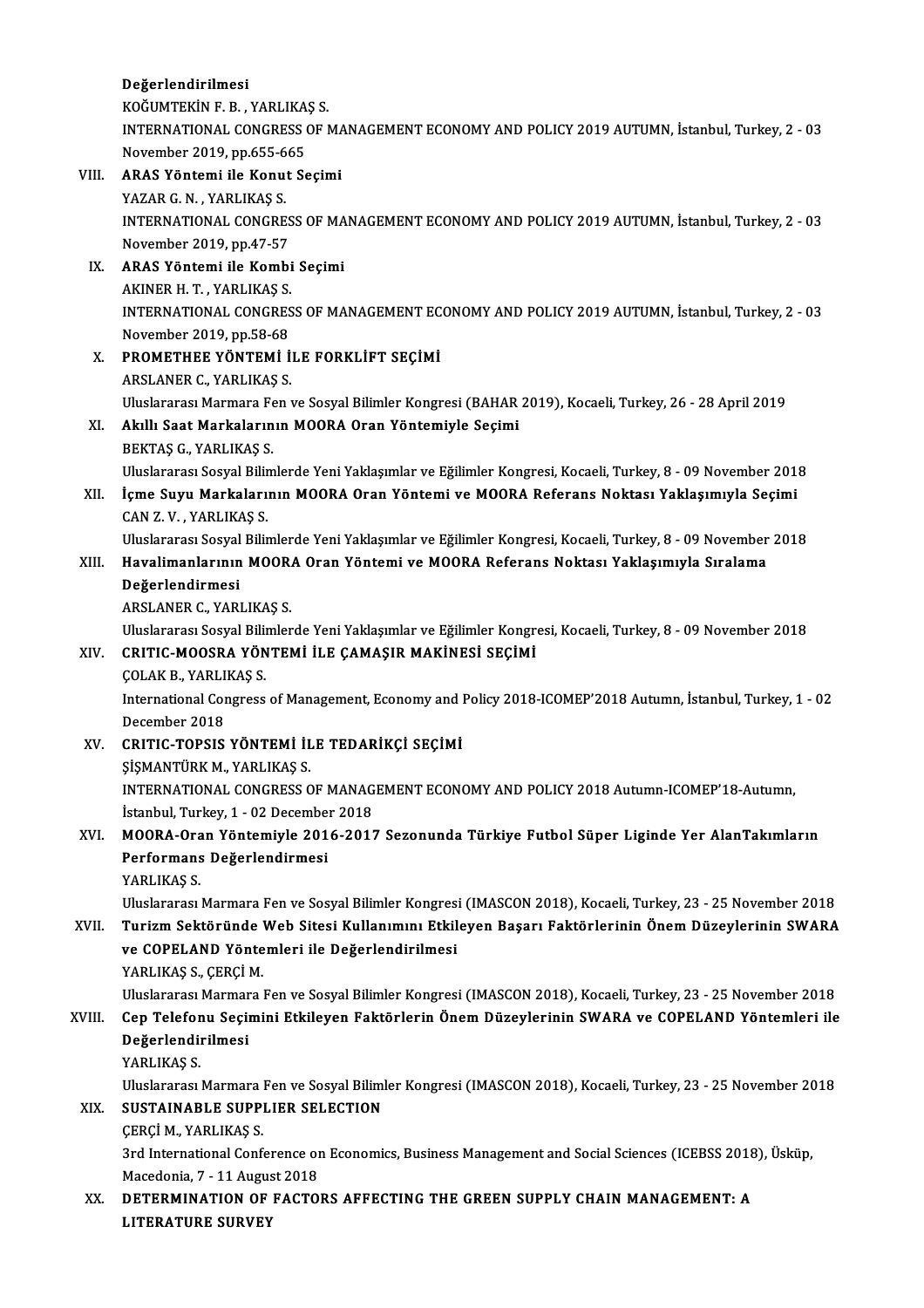**Değerlendirilmesi**
KOĞUMTEKİN F. B. , YARLIKAŞ S.
INTERNATIONAL CONGRESS OF MANAGEMENT ECONOMY AND POLICY 2019 AUTUMN, İstanbul, Turkey, 2 - 03 November 2019, pp.655-665

VIII. **ARAS Yöntemi ile Konut Seçimi**
YAZAR G. N. , YARLIKAŞ S.
INTERNATIONAL CONGRESS OF MANAGEMENT ECONOMY AND POLICY 2019 AUTUMN, İstanbul, Turkey, 2 - 03 November 2019, pp.47-57

IX. **ARAS Yöntemi ile Kombi Seçimi**
AKINER H. T. , YARLIKAŞ S.
INTERNATIONAL CONGRESS OF MANAGEMENT ECONOMY AND POLICY 2019 AUTUMN, İstanbul, Turkey, 2 - 03 November 2019, pp.58-68

X. **PROMETHEE YÖNTEMİ İLE FORKLİFT SEÇİMİ**
ARSLANER C., YARLIKAŞ S.
Uluslararası Marmara Fen ve Sosyal Bilimler Kongresi (BAHAR 2019), Kocaeli, Turkey, 26 - 28 April 2019

XI. **Akıllı Saat Markalarının MOORA Oran Yöntemiyle Seçimi**
BEKTAŞ G., YARLIKAŞ S.
Uluslararası Sosyal Bilimlerde Yeni Yaklaşımlar ve Eğilimler Kongresi, Kocaeli, Turkey, 8 - 09 November 2018

XII. **İçme Suyu Markalarının MOORA Oran Yöntemi ve MOORA Referans Noktası Yaklaşımıyla Seçimi**
CAN Z. V. , YARLIKAŞ S.
Uluslararası Sosyal Bilimlerde Yeni Yaklaşımlar ve Eğilimler Kongresi, Kocaeli, Turkey, 8 - 09 November 2018

XIII. **Havalimanlarının MOORA Oran Yöntemi ve MOORA Referans Noktası Yaklaşımıyla Sıralama Değerlendirmesi**
ARSLANER C., YARLIKAŞ S.
Uluslararası Sosyal Bilimlerde Yeni Yaklaşımlar ve Eğilimler Kongresi, Kocaeli, Turkey, 8 - 09 November 2018

XIV. **CRITIC-MOOSRA YÖNTEMİ İLE ÇAMAŞIR MAKİNESİ SEÇİMİ**
ÇOLAK B., YARLIKAŞ S.
International Congress of Management, Economy and Policy 2018-ICOMEP'2018 Autumn, İstanbul, Turkey, 1 - 02 December 2018

XV. **CRITIC-TOPSIS YÖNTEMİ İLE TEDARİKÇİ SEÇİMİ**
ŞİŞMANTÜRK M., YARLIKAŞ S.
INTERNATIONAL CONGRESS OF MANAGEMENT ECONOMY AND POLICY 2018 Autumn-ICOMEP'18-Autumn, İstanbul, Turkey, 1 - 02 December 2018

XVI. **MOORA-Oran Yöntemiyle 2016-2017 Sezonunda Türkiye Futbol Süper Liginde Yer AlanTakımların Performans Değerlendirmesi**
YARLIKAŞ S.
Uluslararası Marmara Fen ve Sosyal Bilimler Kongresi (IMASCON 2018), Kocaeli, Turkey, 23 - 25 November 2018

XVII. **Turizm Sektöründe Web Sitesi Kullanımını Etkileyen Başarı Faktörlerinin Önem Düzeylerinin SWARA ve COPELAND Yöntemleri ile Değerlendirilmesi**
YARLIKAŞ S., ÇERÇİ M.
Uluslararası Marmara Fen ve Sosyal Bilimler Kongresi (IMASCON 2018), Kocaeli, Turkey, 23 - 25 November 2018

XVIII. **Cep Telefonu Seçimini Etkileyen Faktörlerin Önem Düzeylerinin SWARA ve COPELAND Yöntemleri ile Değerlendirilmesi**
YARLIKAŞ S.
Uluslararası Marmara Fen ve Sosyal Bilimler Kongresi (IMASCON 2018), Kocaeli, Turkey, 23 - 25 November 2018

XIX. **SUSTAINABLE SUPPLIER SELECTION**
ÇERÇİ M., YARLIKAŞ S.
3rd International Conference on Economics, Business Management and Social Sciences (ICEBSS 2018), Üsküp, Macedonia, 7 - 11 August 2018

XX. **DETERMINATION OF FACTORS AFFECTING THE GREEN SUPPLY CHAIN MANAGEMENT: A LITERATURE SURVEY**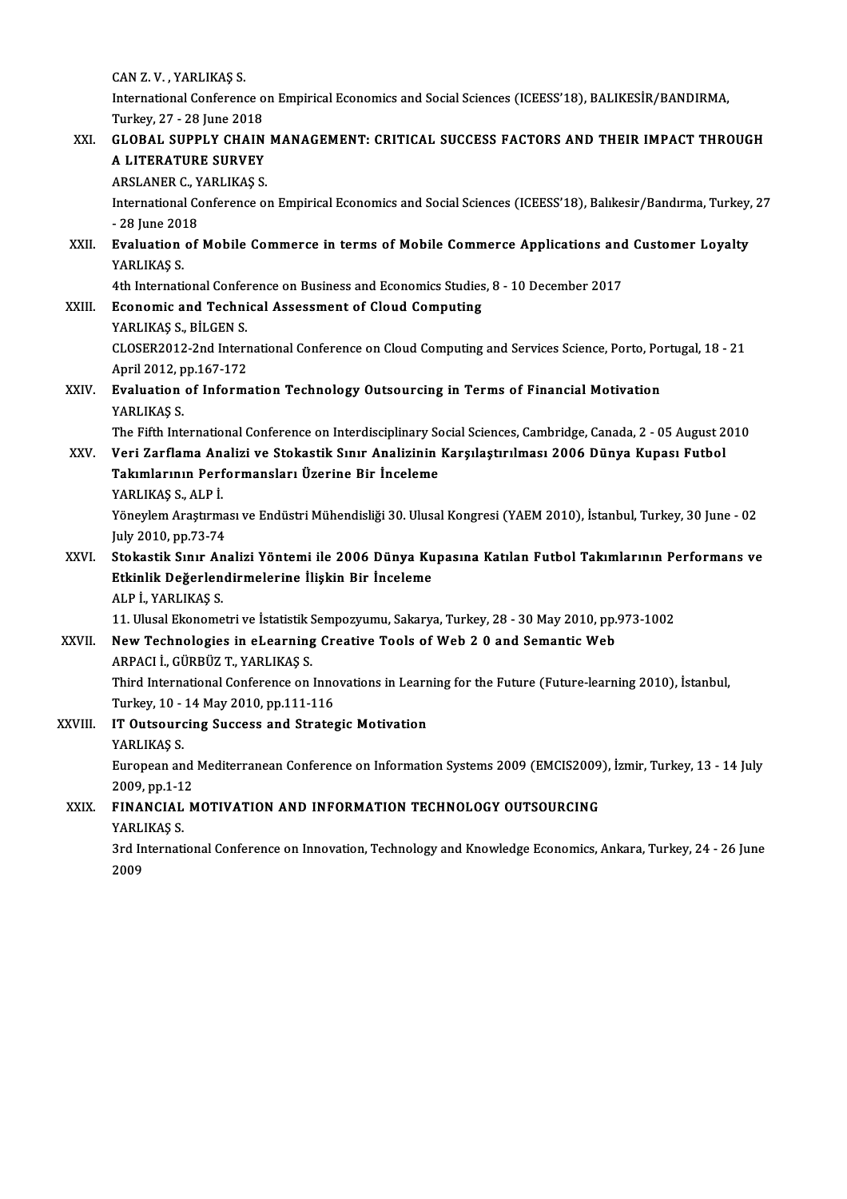CAN Z. V. , YARLIKAŞ S.
International Conference on Empirical Economics and Social Sciences (ICEESS'18), BALIKESİR/BANDIRMA, Turkey, 27 - 28 June 2018

XXI. **GLOBAL SUPPLY CHAIN MANAGEMENT: CRITICAL SUCCESS FACTORS AND THEIR IMPACT THROUGH A LITERATURE SURVEY**
ARSLANER C., YARLIKAŞ S.
International Conference on Empirical Economics and Social Sciences (ICEESS'18), Balıkesir/Bandırma, Turkey, 27 - 28 June 2018

XXII. **Evaluation of Mobile Commerce in terms of Mobile Commerce Applications and Customer Loyalty**
YARLIKAŞ S.
4th International Conference on Business and Economics Studies, 8 - 10 December 2017

XXIII. **Economic and Technical Assessment of Cloud Computing**
YARLIKAŞ S., BİLGEN S.
CLOSER2012-2nd International Conference on Cloud Computing and Services Science, Porto, Portugal, 18 - 21 April 2012, pp.167-172

XXIV. **Evaluation of Information Technology Outsourcing in Terms of Financial Motivation**
YARLIKAŞ S.
The Fifth International Conference on Interdisciplinary Social Sciences, Cambridge, Canada, 2 - 05 August 2010

XXV. **Veri Zarflama Analizi ve Stokastik Sınır Analizinin Karşılaştırılması 2006 Dünya Kupası Futbol Takımlarının Performansları Üzerine Bir İnceleme**
YARLIKAŞ S., ALP İ.
Yöneylem Araştırması ve Endüstri Mühendisliği 30. Ulusal Kongresi (YAEM 2010), İstanbul, Turkey, 30 June - 02 July 2010, pp.73-74

XXVI. **Stokastik Sınır Analizi Yöntemi ile 2006 Dünya Kupasına Katılan Futbol Takımlarının Performans ve Etkinlik Değerlendirmelerine İlişkin Bir İnceleme**
ALP İ., YARLIKAŞ S.
11. Ulusal Ekonometri ve İstatistik Sempozyumu, Sakarya, Turkey, 28 - 30 May 2010, pp.973-1002

XXVII. **New Technologies in eLearning Creative Tools of Web 2 0 and Semantic Web**
ARPACI İ., GÜRBÜZ T., YARLIKAŞ S.
Third International Conference on Innovations in Learning for the Future (Future-learning 2010), İstanbul, Turkey, 10 - 14 May 2010, pp.111-116

XXVIII. **IT Outsourcing Success and Strategic Motivation**
YARLIKAŞ S.
European and Mediterranean Conference on Information Systems 2009 (EMCIS2009), İzmir, Turkey, 13 - 14 July 2009, pp.1-12

XXIX. **FINANCIAL MOTIVATION AND INFORMATION TECHNOLOGY OUTSOURCING**
YARLIKAŞ S.
3rd International Conference on Innovation, Technology and Knowledge Economics, Ankara, Turkey, 24 - 26 June 2009